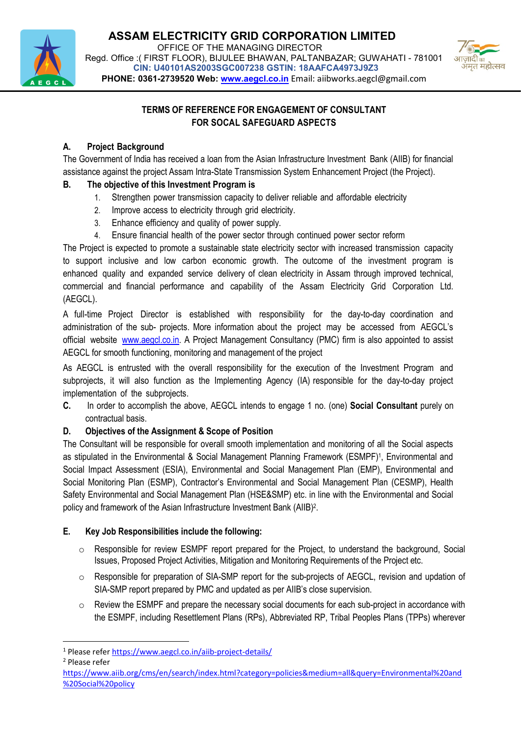# ASSAM ELECTRICITY GRID CORPORATION LIMITED

OFFICE OF THE MANAGING DIRECTOR
Regd. Office :( FIRST FLOOR), BIJULEE BHAWAN, PALTANBAZAR; GUWAHATI - 781001
**CIN: U40101AS2003SGC007238 GSTIN: 18AAFCA4973J9Z3**
**PHONE: 0361-2739520 Web: www.aegcl.co.in** Email: aiibworks.aegcl@gmail.com

## TERMS OF REFERENCE FOR ENGAGEMENT OF CONSULTANT FOR SOCAL SAFEGUARD ASPECTS

### A. Project Background

The Government of India has received a loan from the Asian Infrastructure Investment Bank (AIIB) for financial assistance against the project Assam Intra-State Transmission System Enhancement Project (the Project).

### B. The objective of this Investment Program is

1. Strengthen power transmission capacity to deliver reliable and affordable electricity
2. Improve access to electricity through grid electricity.
3. Enhance efficiency and quality of power supply.
4. Ensure financial health of the power sector through continued power sector reform

The Project is expected to promote a sustainable state electricity sector with increased transmission capacity to support inclusive and low carbon economic growth. The outcome of the investment program is enhanced quality and expanded service delivery of clean electricity in Assam through improved technical, commercial and financial performance and capability of the Assam Electricity Grid Corporation Ltd. (AEGCL).

A full-time Project Director is established with responsibility for the day-to-day coordination and administration of the sub- projects. More information about the project may be accessed from AEGCL's official website www.aegcl.co.in. A Project Management Consultancy (PMC) firm is also appointed to assist AEGCL for smooth functioning, monitoring and management of the project

As AEGCL is entrusted with the overall responsibility for the execution of the Investment Program and subprojects, it will also function as the Implementing Agency (IA) responsible for the day-to-day project implementation of the subprojects.

**C.** In order to accomplish the above, AEGCL intends to engage 1 no. (one) **Social Consultant** purely on contractual basis.

### D. Objectives of the Assignment & Scope of Position

The Consultant will be responsible for overall smooth implementation and monitoring of all the Social aspects as stipulated in the Environmental & Social Management Planning Framework (ESMPF)[1], Environmental and Social Impact Assessment (ESIA), Environmental and Social Management Plan (EMP), Environmental and Social Monitoring Plan (ESMP), Contractor's Environmental and Social Management Plan (CESMP), Health Safety Environmental and Social Management Plan (HSE&SMP) etc. in line with the Environmental and Social policy and framework of the Asian Infrastructure Investment Bank (AIIB)[2].

### E. Key Job Responsibilities include the following:

- Responsible for review ESMPF report prepared for the Project, to understand the background, Social Issues, Proposed Project Activities, Mitigation and Monitoring Requirements of the Project etc.
- Responsible for preparation of SIA-SMP report for the sub-projects of AEGCL, revision and updation of SIA-SMP report prepared by PMC and updated as per AIIB's close supervision.
- Review the ESMPF and prepare the necessary social documents for each sub-project in accordance with the ESMPF, including Resettlement Plans (RPs), Abbreviated RP, Tribal Peoples Plans (TPPs) wherever

---

[1] Please refer https://www.aegcl.co.in/aiib-project-details/

[2] Please refer https://www.aiib.org/cms/en/search/index.html?category=policies&medium=all&query=Environmental%20and%20Social%20policy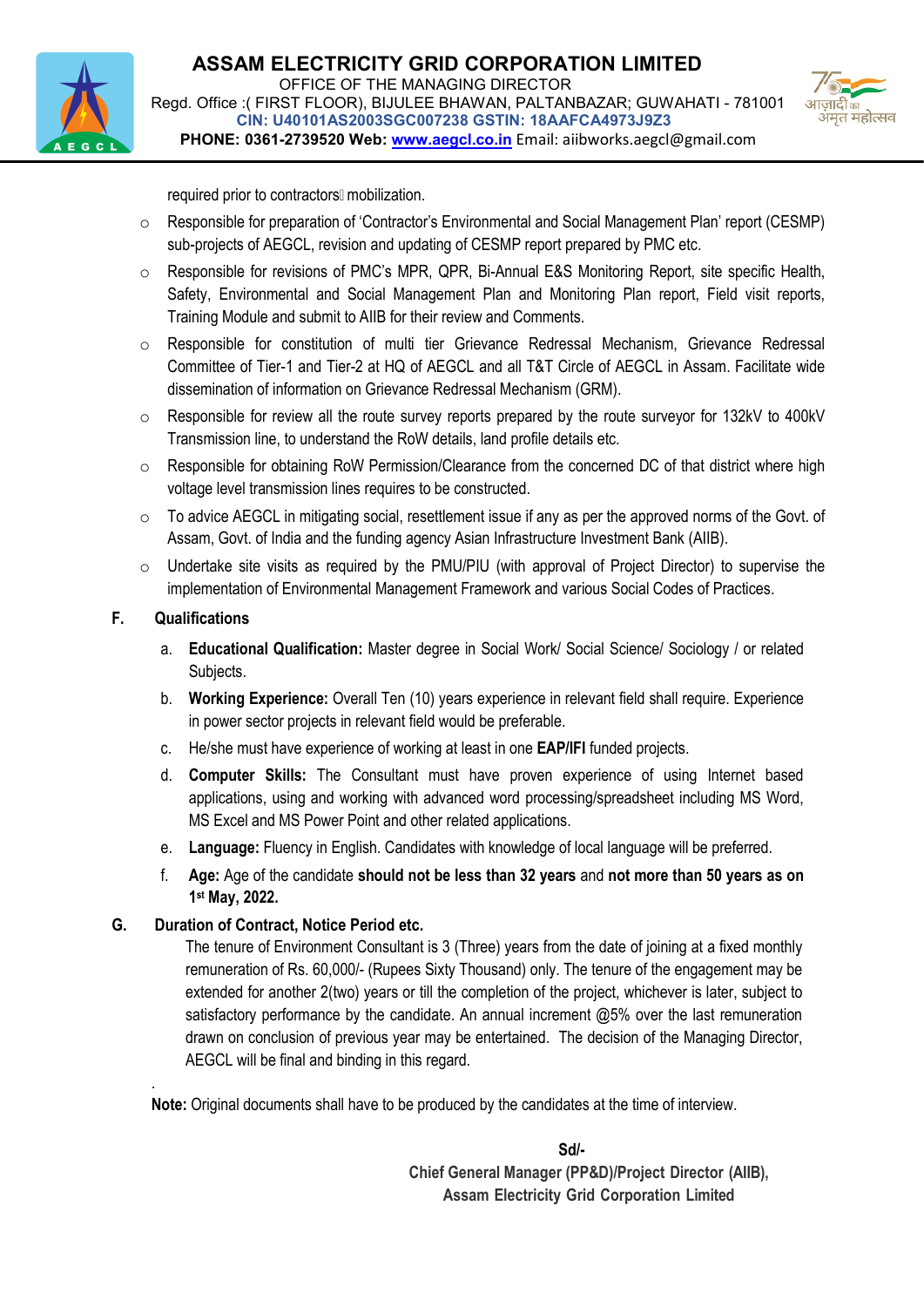required prior to contractors mobilization.

- Responsible for preparation of 'Contractor's Environmental and Social Management Plan' report (CESMP) sub-projects of AEGCL, revision and updating of CESMP report prepared by PMC etc.
- Responsible for revisions of PMC's MPR, QPR, Bi-Annual E&S Monitoring Report, site specific Health, Safety, Environmental and Social Management Plan and Monitoring Plan report, Field visit reports, Training Module and submit to AIIB for their review and Comments.
- Responsible for constitution of multi tier Grievance Redressal Mechanism, Grievance Redressal Committee of Tier-1 and Tier-2 at HQ of AEGCL and all T&T Circle of AEGCL in Assam. Facilitate wide dissemination of information on Grievance Redressal Mechanism (GRM).
- Responsible for review all the route survey reports prepared by the route surveyor for 132kV to 400kV Transmission line, to understand the RoW details, land profile details etc.
- Responsible for obtaining RoW Permission/Clearance from the concerned DC of that district where high voltage level transmission lines requires to be constructed.
- To advice AEGCL in mitigating social, resettlement issue if any as per the approved norms of the Govt. of Assam, Govt. of India and the funding agency Asian Infrastructure Investment Bank (AIIB).
- Undertake site visits as required by the PMU/PIU (with approval of Project Director) to supervise the implementation of Environmental Management Framework and various Social Codes of Practices.

**F. Qualifications**

a. **Educational Qualification:** Master degree in Social Work/ Social Science/ Sociology / or related Subjects.

b. **Working Experience:** Overall Ten (10) years experience in relevant field shall require. Experience in power sector projects in relevant field would be preferable.

c. He/she must have experience of working at least in one **EAP/IFI** funded projects.

d. **Computer Skills:** The Consultant must have proven experience of using Internet based applications, using and working with advanced word processing/spreadsheet including MS Word, MS Excel and MS Power Point and other related applications.

e. **Language:** Fluency in English. Candidates with knowledge of local language will be preferred.

f. **Age:** Age of the candidate **should not be less than 32 years** and **not more than 50 years as on 1st May, 2022.**

**G. Duration of Contract, Notice Period etc.**

The tenure of Environment Consultant is 3 (Three) years from the date of joining at a fixed monthly remuneration of Rs. 60,000/- (Rupees Sixty Thousand) only. The tenure of the engagement may be extended for another 2(two) years or till the completion of the project, whichever is later, subject to satisfactory performance by the candidate. An annual increment @5% over the last remuneration drawn on conclusion of previous year may be entertained. The decision of the Managing Director, AEGCL will be final and binding in this regard.

**Note:** Original documents shall have to be produced by the candidates at the time of interview.

**Sd/-**

**Chief General Manager (PP&D)/Project Director (AIIB),**
**Assam Electricity Grid Corporation Limited**